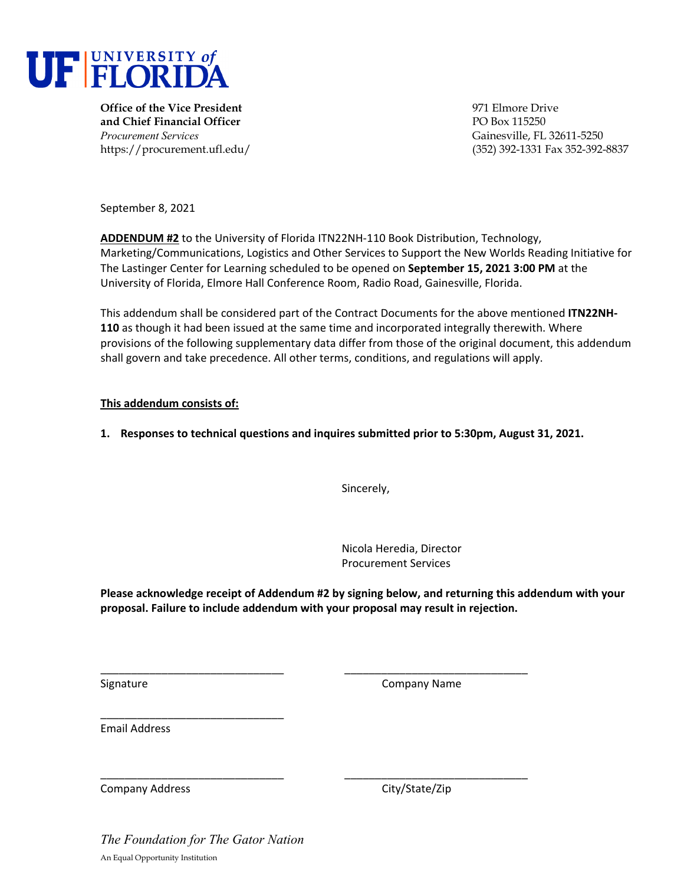# UF UNIVERSITY of FLORIDA

**Office of the Vice President and Chief Financial Officer**
*Procurement Services*
https://procurement.ufl.edu/

971 Elmore Drive
PO Box 115250
Gainesville, FL 32611-5250
(352) 392-1331 Fax 352-392-8837

September 8, 2021

**ADDENDUM #2** to the University of Florida ITN22NH-110 Book Distribution, Technology, Marketing/Communications, Logistics and Other Services to Support the New Worlds Reading Initiative for The Lastinger Center for Learning scheduled to be opened on **September 15, 2021 3:00 PM** at the University of Florida, Elmore Hall Conference Room, Radio Road, Gainesville, Florida.

This addendum shall be considered part of the Contract Documents for the above mentioned **ITN22NH-110** as though it had been issued at the same time and incorporated integrally therewith. Where provisions of the following supplementary data differ from those of the original document, this addendum shall govern and take precedence. All other terms, conditions, and regulations will apply.

**This addendum consists of:**

1. **Responses to technical questions and inquires submitted prior to 5:30pm, August 31, 2021.**

Sincerely,

Nicola Heredia, Director
Procurement Services

**Please acknowledge receipt of Addendum #2 by signing below, and returning this addendum with your proposal. Failure to include addendum with your proposal may result in rejection.**

______________________________ Signature

______________________________ Company Name

______________________________ Email Address

______________________________ Company Address

______________________________ City/State/Zip

*The Foundation for The Gator Nation*

An Equal Opportunity Institution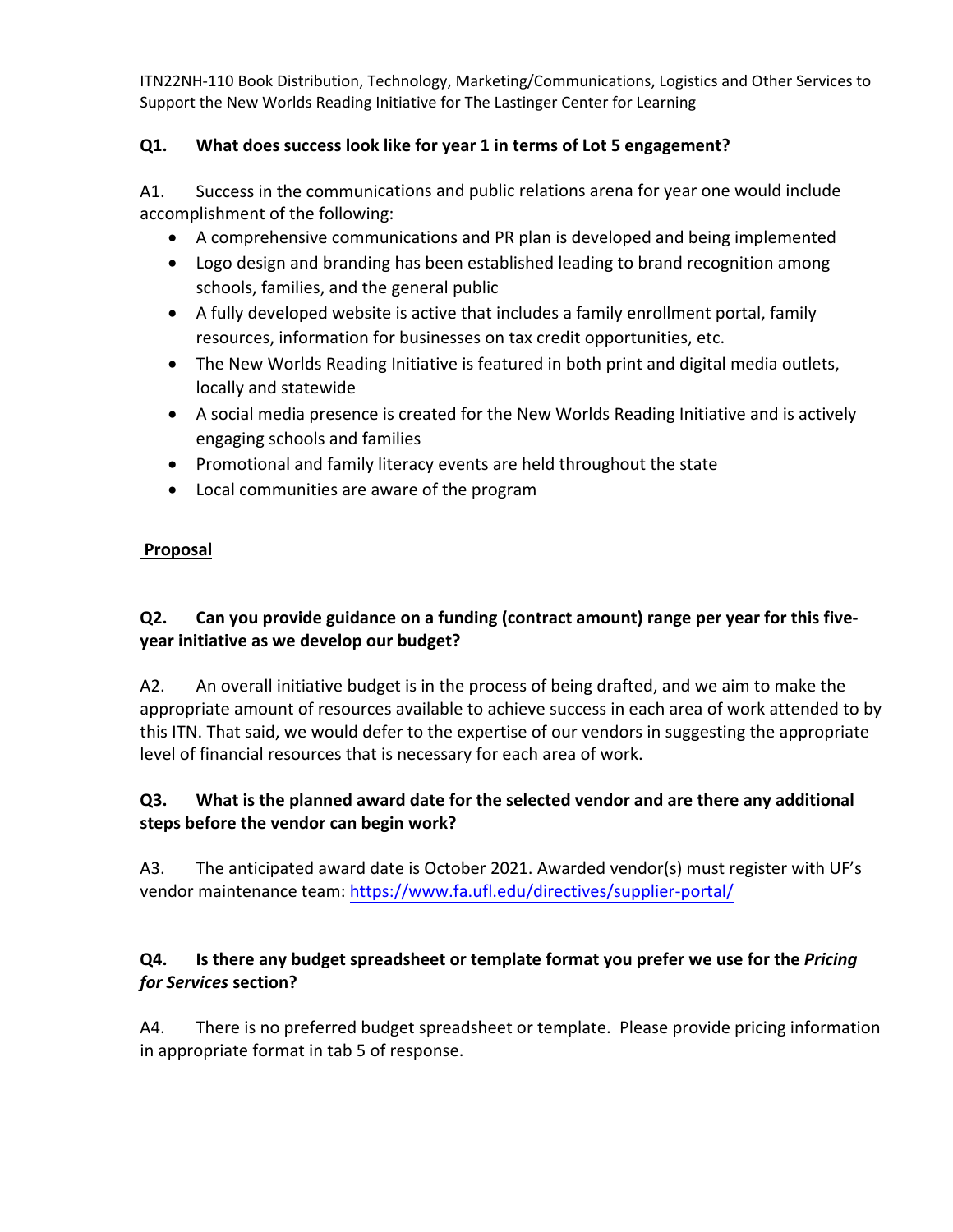ITN22NH-110 Book Distribution, Technology, Marketing/Communications, Logistics and Other Services to Support the New Worlds Reading Initiative for The Lastinger Center for Learning

**Q1. What does success look like for year 1 in terms of Lot 5 engagement?**

A1. Success in the communications and public relations arena for year one would include accomplishment of the following:

- A comprehensive communications and PR plan is developed and being implemented
- Logo design and branding has been established leading to brand recognition among schools, families, and the general public
- A fully developed website is active that includes a family enrollment portal, family resources, information for businesses on tax credit opportunities, etc.
- The New Worlds Reading Initiative is featured in both print and digital media outlets, locally and statewide
- A social media presence is created for the New Worlds Reading Initiative and is actively engaging schools and families
- Promotional and family literacy events are held throughout the state
- Local communities are aware of the program

**Proposal**

**Q2. Can you provide guidance on a funding (contract amount) range per year for this five-year initiative as we develop our budget?**

A2. An overall initiative budget is in the process of being drafted, and we aim to make the appropriate amount of resources available to achieve success in each area of work attended to by this ITN. That said, we would defer to the expertise of our vendors in suggesting the appropriate level of financial resources that is necessary for each area of work.

**Q3. What is the planned award date for the selected vendor and are there any additional steps before the vendor can begin work?**

A3. The anticipated award date is October 2021. Awarded vendor(s) must register with UF's vendor maintenance team: https://www.fa.ufl.edu/directives/supplier-portal/

**Q4. Is there any budget spreadsheet or template format you prefer we use for the *Pricing for Services* section?**

A4. There is no preferred budget spreadsheet or template. Please provide pricing information in appropriate format in tab 5 of response.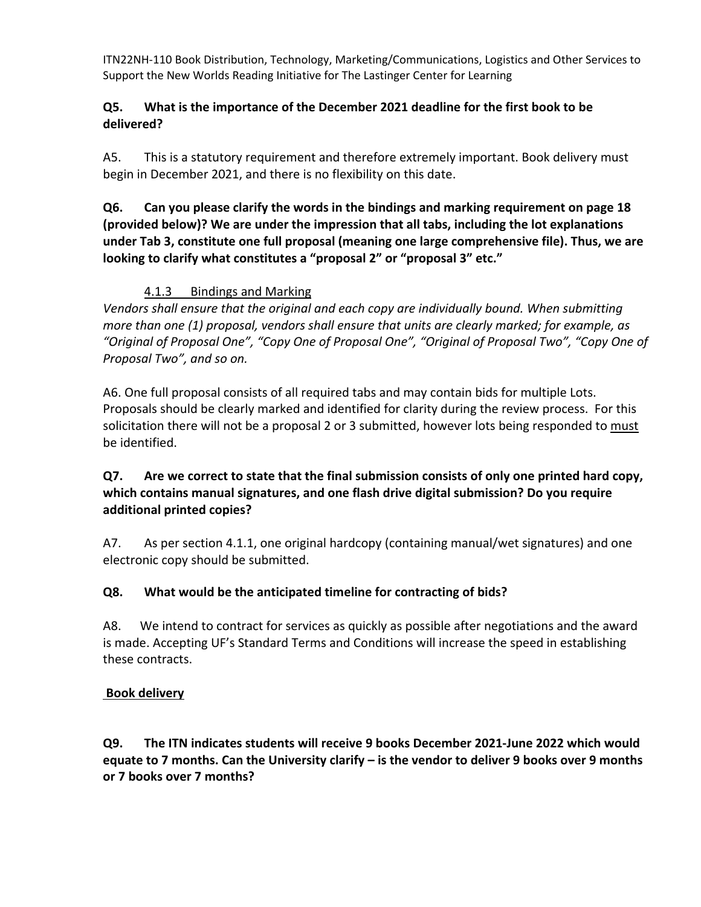**Q5. What is the importance of the December 2021 deadline for the first book to be delivered?**

A5. This is a statutory requirement and therefore extremely important. Book delivery must begin in December 2021, and there is no flexibility on this date.

**Q6. Can you please clarify the words in the bindings and marking requirement on page 18 (provided below)? We are under the impression that all tabs, including the lot explanations under Tab 3, constitute one full proposal (meaning one large comprehensive file). Thus, we are looking to clarify what constitutes a "proposal 2" or "proposal 3" etc."**

4.1.3 Bindings and Marking

*Vendors shall ensure that the original and each copy are individually bound. When submitting more than one (1) proposal, vendors shall ensure that units are clearly marked; for example, as "Original of Proposal One", "Copy One of Proposal One", "Original of Proposal Two", "Copy One of Proposal Two", and so on.*

A6. One full proposal consists of all required tabs and may contain bids for multiple Lots. Proposals should be clearly marked and identified for clarity during the review process. For this solicitation there will not be a proposal 2 or 3 submitted, however lots being responded to must be identified.

**Q7. Are we correct to state that the final submission consists of only one printed hard copy, which contains manual signatures, and one flash drive digital submission? Do you require additional printed copies?**

A7. As per section 4.1.1, one original hardcopy (containing manual/wet signatures) and one electronic copy should be submitted.

**Q8. What would be the anticipated timeline for contracting of bids?**

A8. We intend to contract for services as quickly as possible after negotiations and the award is made. Accepting UF's Standard Terms and Conditions will increase the speed in establishing these contracts.

**Book delivery**

**Q9. The ITN indicates students will receive 9 books December 2021-June 2022 which would equate to 7 months. Can the University clarify – is the vendor to deliver 9 books over 9 months or 7 books over 7 months?**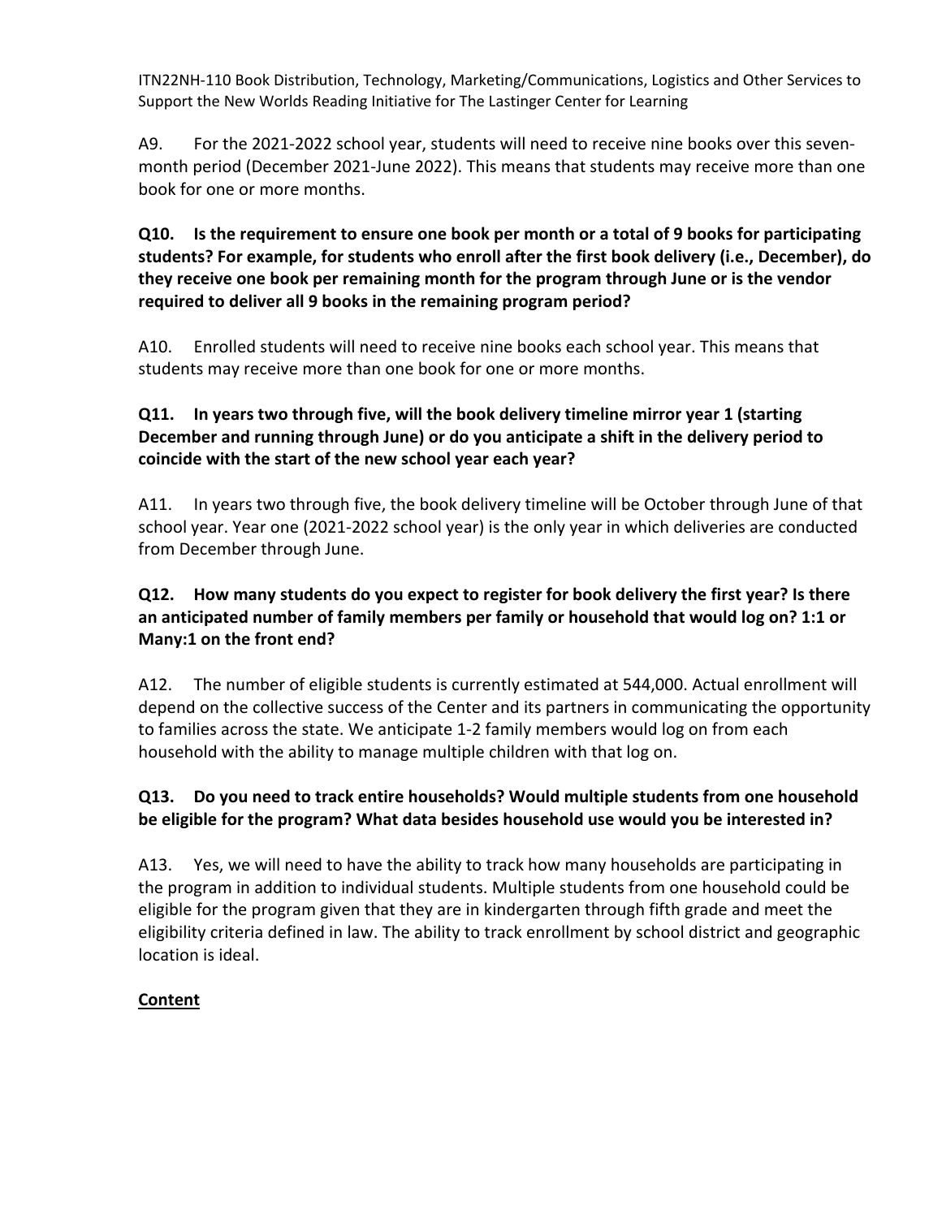A9. For the 2021-2022 school year, students will need to receive nine books over this seven-month period (December 2021-June 2022). This means that students may receive more than one book for one or more months.

**Q10. Is the requirement to ensure one book per month or a total of 9 books for participating students? For example, for students who enroll after the first book delivery (i.e., December), do they receive one book per remaining month for the program through June or is the vendor required to deliver all 9 books in the remaining program period?**

A10. Enrolled students will need to receive nine books each school year. This means that students may receive more than one book for one or more months.

**Q11. In years two through five, will the book delivery timeline mirror year 1 (starting December and running through June) or do you anticipate a shift in the delivery period to coincide with the start of the new school year each year?**

A11. In years two through five, the book delivery timeline will be October through June of that school year. Year one (2021-2022 school year) is the only year in which deliveries are conducted from December through June.

**Q12. How many students do you expect to register for book delivery the first year? Is there an anticipated number of family members per family or household that would log on? 1:1 or Many:1 on the front end?**

A12. The number of eligible students is currently estimated at 544,000. Actual enrollment will depend on the collective success of the Center and its partners in communicating the opportunity to families across the state. We anticipate 1-2 family members would log on from each household with the ability to manage multiple children with that log on.

**Q13. Do you need to track entire households? Would multiple students from one household be eligible for the program? What data besides household use would you be interested in?**

A13. Yes, we will need to have the ability to track how many households are participating in the program in addition to individual students. Multiple students from one household could be eligible for the program given that they are in kindergarten through fifth grade and meet the eligibility criteria defined in law. The ability to track enrollment by school district and geographic location is ideal.

## **Content**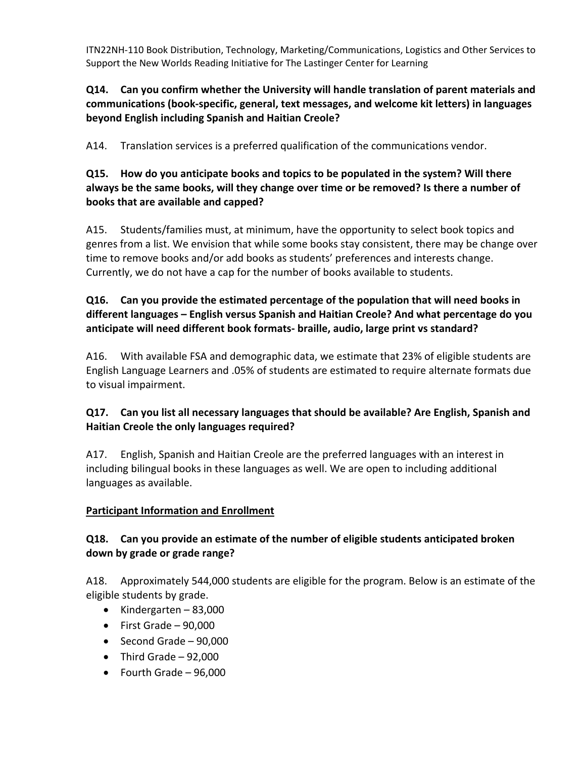**Q14. Can you confirm whether the University will handle translation of parent materials and communications (book-specific, general, text messages, and welcome kit letters) in languages beyond English including Spanish and Haitian Creole?**

A14. Translation services is a preferred qualification of the communications vendor.

**Q15. How do you anticipate books and topics to be populated in the system? Will there always be the same books, will they change over time or be removed? Is there a number of books that are available and capped?**

A15. Students/families must, at minimum, have the opportunity to select book topics and genres from a list. We envision that while some books stay consistent, there may be change over time to remove books and/or add books as students' preferences and interests change. Currently, we do not have a cap for the number of books available to students.

**Q16. Can you provide the estimated percentage of the population that will need books in different languages – English versus Spanish and Haitian Creole? And what percentage do you anticipate will need different book formats- braille, audio, large print vs standard?**

A16. With available FSA and demographic data, we estimate that 23% of eligible students are English Language Learners and .05% of students are estimated to require alternate formats due to visual impairment.

**Q17. Can you list all necessary languages that should be available? Are English, Spanish and Haitian Creole the only languages required?**

A17. English, Spanish and Haitian Creole are the preferred languages with an interest in including bilingual books in these languages as well. We are open to including additional languages as available.

**<u>Participant Information and Enrollment</u>**

**Q18. Can you provide an estimate of the number of eligible students anticipated broken down by grade or grade range?**

A18. Approximately 544,000 students are eligible for the program. Below is an estimate of the eligible students by grade.

- Kindergarten – 83,000
- First Grade – 90,000
- Second Grade – 90,000
- Third Grade – 92,000
- Fourth Grade – 96,000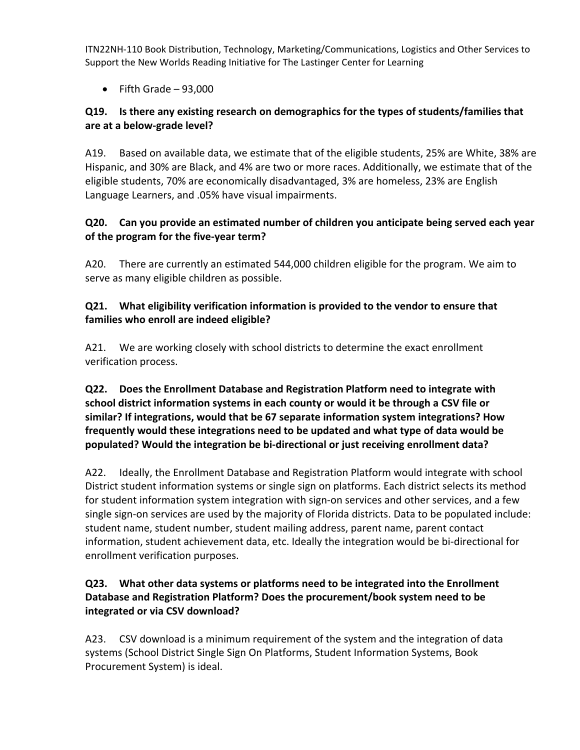- Fifth Grade – 93,000

**Q19. Is there any existing research on demographics for the types of students/families that are at a below-grade level?**

A19. Based on available data, we estimate that of the eligible students, 25% are White, 38% are Hispanic, and 30% are Black, and 4% are two or more races. Additionally, we estimate that of the eligible students, 70% are economically disadvantaged, 3% are homeless, 23% are English Language Learners, and .05% have visual impairments.

**Q20. Can you provide an estimated number of children you anticipate being served each year of the program for the five-year term?**

A20. There are currently an estimated 544,000 children eligible for the program. We aim to serve as many eligible children as possible.

**Q21. What eligibility verification information is provided to the vendor to ensure that families who enroll are indeed eligible?**

A21. We are working closely with school districts to determine the exact enrollment verification process.

**Q22. Does the Enrollment Database and Registration Platform need to integrate with school district information systems in each county or would it be through a CSV file or similar? If integrations, would that be 67 separate information system integrations? How frequently would these integrations need to be updated and what type of data would be populated? Would the integration be bi-directional or just receiving enrollment data?**

A22. Ideally, the Enrollment Database and Registration Platform would integrate with school District student information systems or single sign on platforms. Each district selects its method for student information system integration with sign-on services and other services, and a few single sign-on services are used by the majority of Florida districts. Data to be populated include: student name, student number, student mailing address, parent name, parent contact information, student achievement data, etc. Ideally the integration would be bi-directional for enrollment verification purposes.

**Q23. What other data systems or platforms need to be integrated into the Enrollment Database and Registration Platform? Does the procurement/book system need to be integrated or via CSV download?**

A23. CSV download is a minimum requirement of the system and the integration of data systems (School District Single Sign On Platforms, Student Information Systems, Book Procurement System) is ideal.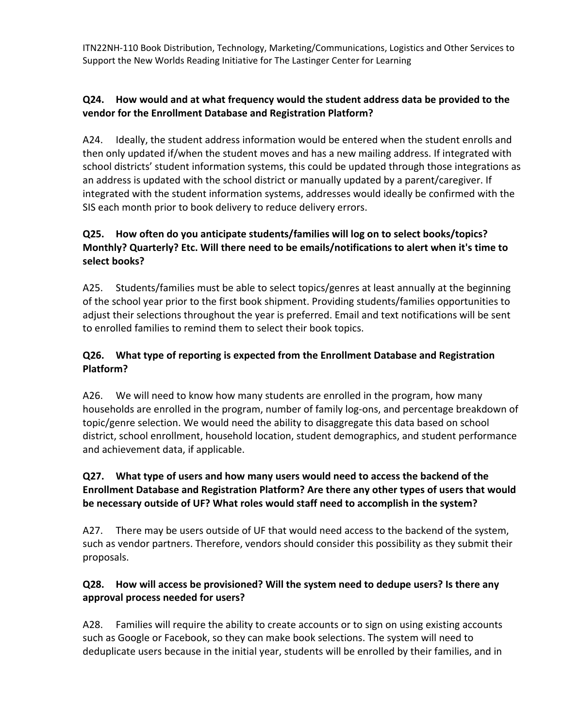**Q24. How would and at what frequency would the student address data be provided to the vendor for the Enrollment Database and Registration Platform?**

A24. Ideally, the student address information would be entered when the student enrolls and then only updated if/when the student moves and has a new mailing address. If integrated with school districts' student information systems, this could be updated through those integrations as an address is updated with the school district or manually updated by a parent/caregiver. If integrated with the student information systems, addresses would ideally be confirmed with the SIS each month prior to book delivery to reduce delivery errors.

**Q25. How often do you anticipate students/families will log on to select books/topics? Monthly? Quarterly? Etc. Will there need to be emails/notifications to alert when it's time to select books?**

A25. Students/families must be able to select topics/genres at least annually at the beginning of the school year prior to the first book shipment. Providing students/families opportunities to adjust their selections throughout the year is preferred. Email and text notifications will be sent to enrolled families to remind them to select their book topics.

**Q26. What type of reporting is expected from the Enrollment Database and Registration Platform?**

A26. We will need to know how many students are enrolled in the program, how many households are enrolled in the program, number of family log-ons, and percentage breakdown of topic/genre selection. We would need the ability to disaggregate this data based on school district, school enrollment, household location, student demographics, and student performance and achievement data, if applicable.

**Q27. What type of users and how many users would need to access the backend of the Enrollment Database and Registration Platform? Are there any other types of users that would be necessary outside of UF? What roles would staff need to accomplish in the system?**

A27. There may be users outside of UF that would need access to the backend of the system, such as vendor partners. Therefore, vendors should consider this possibility as they submit their proposals.

**Q28. How will access be provisioned? Will the system need to dedupe users? Is there any approval process needed for users?**

A28. Families will require the ability to create accounts or to sign on using existing accounts such as Google or Facebook, so they can make book selections. The system will need to deduplicate users because in the initial year, students will be enrolled by their families, and in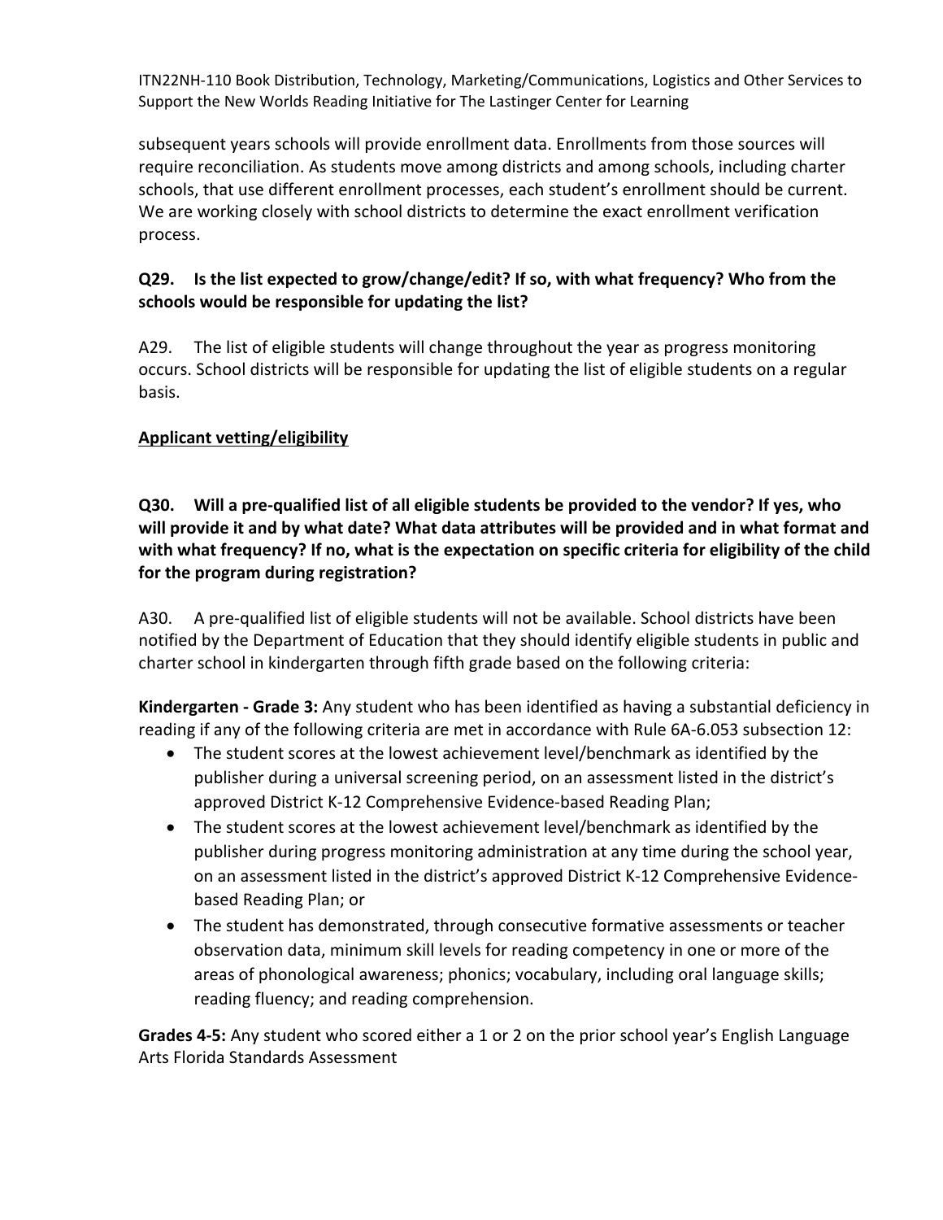subsequent years schools will provide enrollment data. Enrollments from those sources will require reconciliation. As students move among districts and among schools, including charter schools, that use different enrollment processes, each student's enrollment should be current. We are working closely with school districts to determine the exact enrollment verification process.

**Q29. Is the list expected to grow/change/edit? If so, with what frequency? Who from the schools would be responsible for updating the list?**

A29. The list of eligible students will change throughout the year as progress monitoring occurs. School districts will be responsible for updating the list of eligible students on a regular basis.

**<u>Applicant vetting/eligibility</u>**

**Q30. Will a pre-qualified list of all eligible students be provided to the vendor? If yes, who will provide it and by what date? What data attributes will be provided and in what format and with what frequency? If no, what is the expectation on specific criteria for eligibility of the child for the program during registration?**

A30. A pre-qualified list of eligible students will not be available. School districts have been notified by the Department of Education that they should identify eligible students in public and charter school in kindergarten through fifth grade based on the following criteria:

**Kindergarten - Grade 3:** Any student who has been identified as having a substantial deficiency in reading if any of the following criteria are met in accordance with Rule 6A-6.053 subsection 12:

- The student scores at the lowest achievement level/benchmark as identified by the publisher during a universal screening period, on an assessment listed in the district's approved District K-12 Comprehensive Evidence-based Reading Plan;
- The student scores at the lowest achievement level/benchmark as identified by the publisher during progress monitoring administration at any time during the school year, on an assessment listed in the district's approved District K-12 Comprehensive Evidence-based Reading Plan; or
- The student has demonstrated, through consecutive formative assessments or teacher observation data, minimum skill levels for reading competency in one or more of the areas of phonological awareness; phonics; vocabulary, including oral language skills; reading fluency; and reading comprehension.

**Grades 4-5:** Any student who scored either a 1 or 2 on the prior school year's English Language Arts Florida Standards Assessment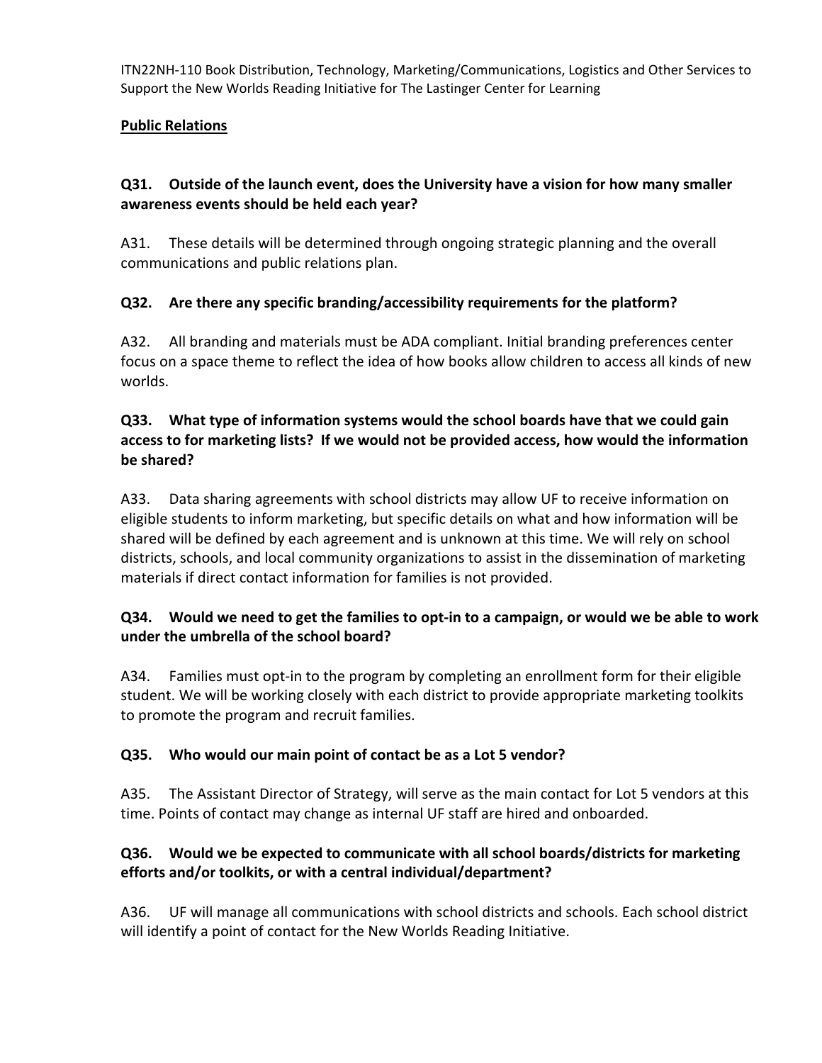**Public Relations**

**Q31. Outside of the launch event, does the University have a vision for how many smaller awareness events should be held each year?**

A31. These details will be determined through ongoing strategic planning and the overall communications and public relations plan.

**Q32. Are there any specific branding/accessibility requirements for the platform?**

A32. All branding and materials must be ADA compliant. Initial branding preferences center focus on a space theme to reflect the idea of how books allow children to access all kinds of new worlds.

**Q33. What type of information systems would the school boards have that we could gain access to for marketing lists? If we would not be provided access, how would the information be shared?**

A33. Data sharing agreements with school districts may allow UF to receive information on eligible students to inform marketing, but specific details on what and how information will be shared will be defined by each agreement and is unknown at this time. We will rely on school districts, schools, and local community organizations to assist in the dissemination of marketing materials if direct contact information for families is not provided.

**Q34. Would we need to get the families to opt-in to a campaign, or would we be able to work under the umbrella of the school board?**

A34. Families must opt-in to the program by completing an enrollment form for their eligible student. We will be working closely with each district to provide appropriate marketing toolkits to promote the program and recruit families.

**Q35. Who would our main point of contact be as a Lot 5 vendor?**

A35. The Assistant Director of Strategy, will serve as the main contact for Lot 5 vendors at this time. Points of contact may change as internal UF staff are hired and onboarded.

**Q36. Would we be expected to communicate with all school boards/districts for marketing efforts and/or toolkits, or with a central individual/department?**

A36. UF will manage all communications with school districts and schools. Each school district will identify a point of contact for the New Worlds Reading Initiative.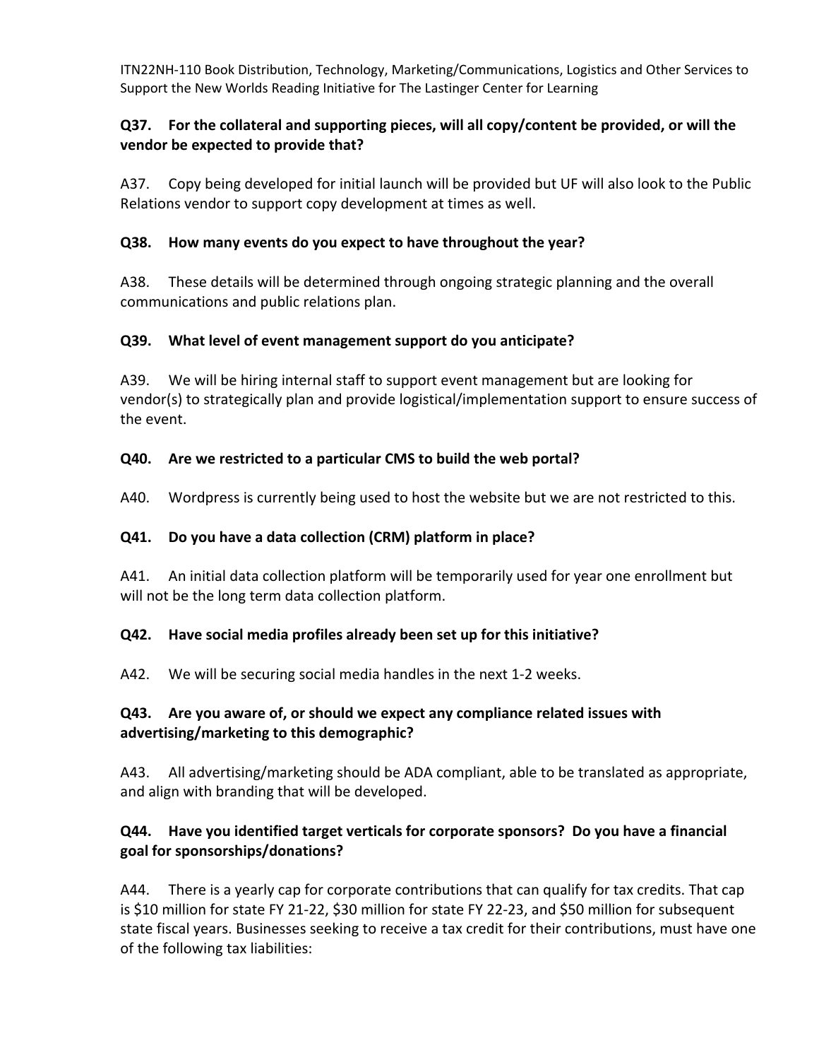**Q37. For the collateral and supporting pieces, will all copy/content be provided, or will the vendor be expected to provide that?**

A37. Copy being developed for initial launch will be provided but UF will also look to the Public Relations vendor to support copy development at times as well.

**Q38. How many events do you expect to have throughout the year?**

A38. These details will be determined through ongoing strategic planning and the overall communications and public relations plan.

**Q39. What level of event management support do you anticipate?**

A39. We will be hiring internal staff to support event management but are looking for vendor(s) to strategically plan and provide logistical/implementation support to ensure success of the event.

**Q40. Are we restricted to a particular CMS to build the web portal?**

A40. Wordpress is currently being used to host the website but we are not restricted to this.

**Q41. Do you have a data collection (CRM) platform in place?**

A41. An initial data collection platform will be temporarily used for year one enrollment but will not be the long term data collection platform.

**Q42. Have social media profiles already been set up for this initiative?**

A42. We will be securing social media handles in the next 1-2 weeks.

**Q43. Are you aware of, or should we expect any compliance related issues with advertising/marketing to this demographic?**

A43. All advertising/marketing should be ADA compliant, able to be translated as appropriate, and align with branding that will be developed.

**Q44. Have you identified target verticals for corporate sponsors? Do you have a financial goal for sponsorships/donations?**

A44. There is a yearly cap for corporate contributions that can qualify for tax credits. That cap is $10 million for state FY 21-22, $30 million for state FY 22-23, and $50 million for subsequent state fiscal years. Businesses seeking to receive a tax credit for their contributions, must have one of the following tax liabilities: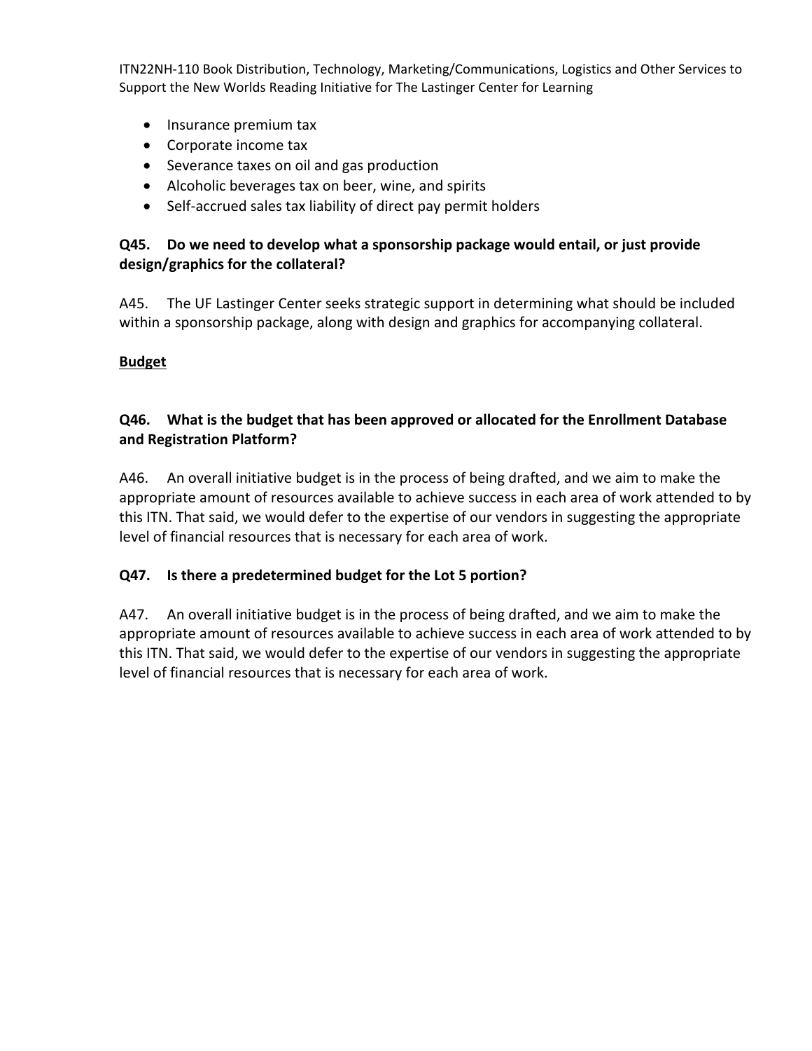- Insurance premium tax
- Corporate income tax
- Severance taxes on oil and gas production
- Alcoholic beverages tax on beer, wine, and spirits
- Self-accrued sales tax liability of direct pay permit holders

**Q45. Do we need to develop what a sponsorship package would entail, or just provide design/graphics for the collateral?**

A45. The UF Lastinger Center seeks strategic support in determining what should be included within a sponsorship package, along with design and graphics for accompanying collateral.

**Budget**

**Q46. What is the budget that has been approved or allocated for the Enrollment Database and Registration Platform?**

A46. An overall initiative budget is in the process of being drafted, and we aim to make the appropriate amount of resources available to achieve success in each area of work attended to by this ITN. That said, we would defer to the expertise of our vendors in suggesting the appropriate level of financial resources that is necessary for each area of work.

**Q47. Is there a predetermined budget for the Lot 5 portion?**

A47. An overall initiative budget is in the process of being drafted, and we aim to make the appropriate amount of resources available to achieve success in each area of work attended to by this ITN. That said, we would defer to the expertise of our vendors in suggesting the appropriate level of financial resources that is necessary for each area of work.